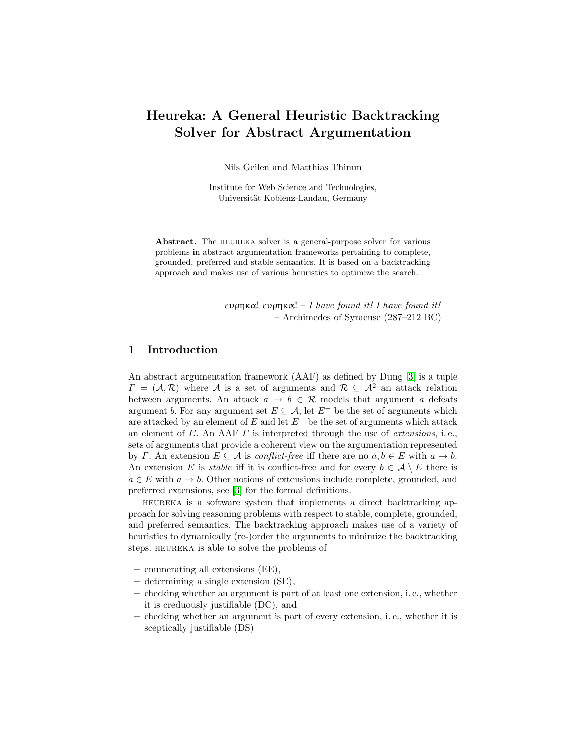# Heureka: A General Heuristic Backtracking Solver for Abstract Argumentation

Nils Geilen and Matthias Thimm

Institute for Web Science and Technologies,
Universität Koblenz-Landau, Germany

**Abstract.** The HEUREKA solver is a general-purpose solver for various problems in abstract argumentation frameworks pertaining to complete, grounded, preferred and stable semantics. It is based on a backtracking approach and makes use of various heuristics to optimize the search.

ευρηκα! ευρηκα! – *I have found it! I have found it!*
– Archimedes of Syracuse (287–212 BC)

## 1 Introduction

An abstract argumentation framework (AAF) as defined by Dung [3] is a tuple $\Gamma = (\mathcal{A}, \mathcal{R})$ where $\mathcal{A}$ is a set of arguments and $\mathcal{R} \subseteq \mathcal{A}^2$ an attack relation between arguments. An attack $a \to b \in \mathcal{R}$ models that argument $a$ defeats argument $b$. For any argument set $E \subseteq \mathcal{A}$, let $E^+$ be the set of arguments which are attacked by an element of $E$ and let $E^-$ be the set of arguments which attack an element of $E$. An AAF $\Gamma$ is interpreted through the use of *extensions*, i. e., sets of arguments that provide a coherent view on the argumentation represented by $\Gamma$. An extension $E \subseteq \mathcal{A}$ is *conflict-free* iff there are no $a, b \in E$ with $a \to b$. An extension $E$ is *stable* iff it is conflict-free and for every $b \in \mathcal{A} \setminus E$ there is $a \in E$ with $a \to b$. Other notions of extensions include complete, grounded, and preferred extensions, see [3] for the formal definitions.

HEUREKA is a software system that implements a direct backtracking approach for solving reasoning problems with respect to stable, complete, grounded, and preferred semantics. The backtracking approach makes use of a variety of heuristics to dynamically (re-)order the arguments to minimize the backtracking steps. HEUREKA is able to solve the problems of

- enumerating all extensions (EE),
- determining a single extension (SE),
- checking whether an argument is part of at least one extension, i. e., whether it is creduously justifiable (DC), and
- checking whether an argument is part of every extension, i. e., whether it is sceptically justifiable (DS)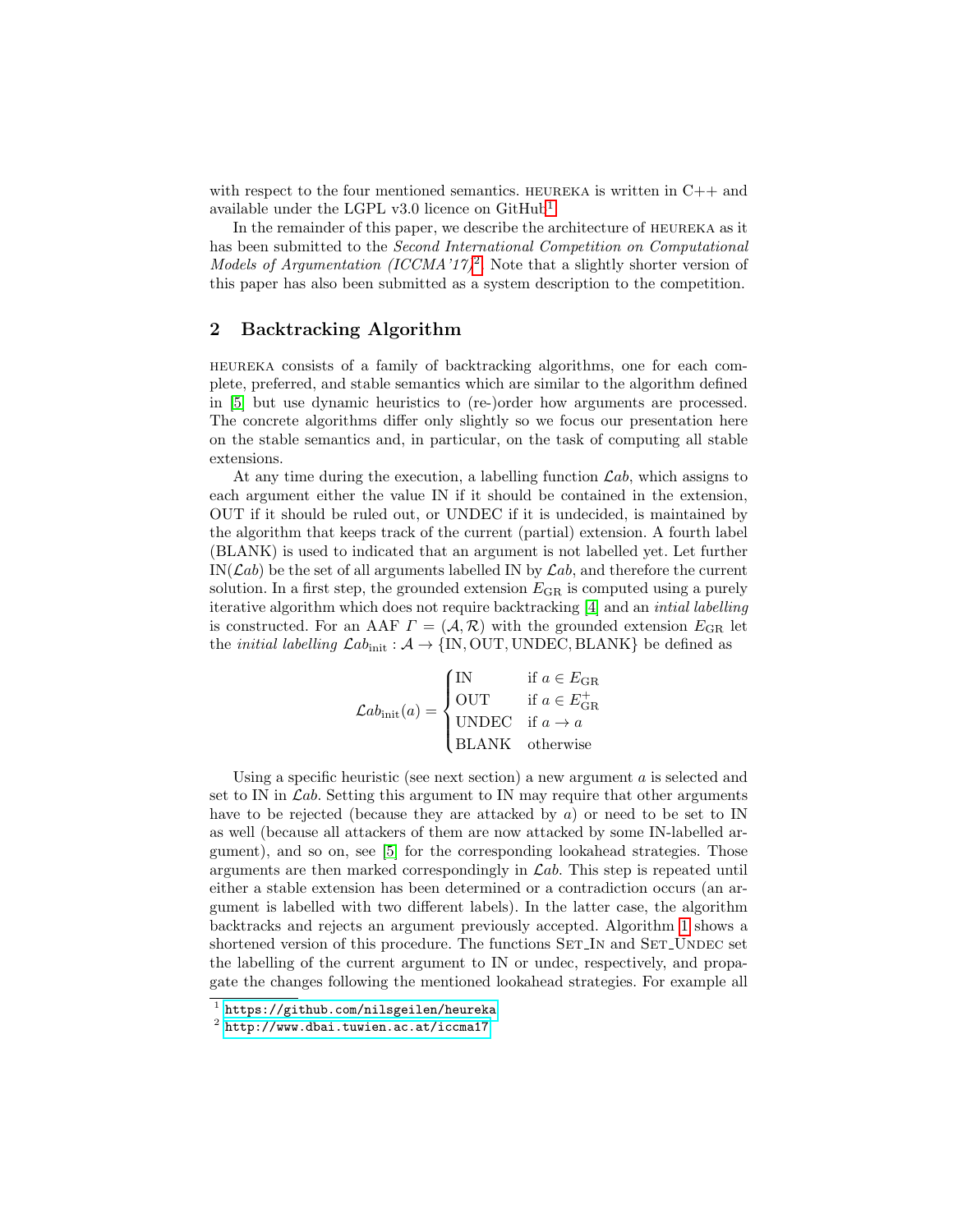with respect to the four mentioned semantics. HEUREKA is written in C++ and available under the LGPL v3.0 licence on GitHub[1].

In the remainder of this paper, we describe the architecture of HEUREKA as it has been submitted to the *Second International Competition on Computational Models of Argumentation (ICCMA'17)*[2]. Note that a slightly shorter version of this paper has also been submitted as a system description to the competition.

## 2 Backtracking Algorithm

HEUREKA consists of a family of backtracking algorithms, one for each complete, preferred, and stable semantics which are similar to the algorithm defined in [5] but use dynamic heuristics to (re-)order how arguments are processed. The concrete algorithms differ only slightly so we focus our presentation here on the stable semantics and, in particular, on the task of computing all stable extensions.

At any time during the execution, a labelling function $\mathcal{L}ab$, which assigns to each argument either the value IN if it should be contained in the extension, OUT if it should be ruled out, or UNDEC if it is undecided, is maintained by the algorithm that keeps track of the current (partial) extension. A fourth label (BLANK) is used to indicated that an argument is not labelled yet. Let further $\text{IN}(\mathcal{L}ab)$ be the set of all arguments labelled IN by $\mathcal{L}ab$, and therefore the current solution. In a first step, the grounded extension $E_{\text{GR}}$ is computed using a purely iterative algorithm which does not require backtracking [4] and an *intial labelling* is constructed. For an AAF $\Gamma = (\mathcal{A}, \mathcal{R})$ with the grounded extension $E_{\text{GR}}$ let the *initial labelling* $\mathcal{L}ab_{\text{init}} : \mathcal{A} \rightarrow \{\text{IN}, \text{OUT}, \text{UNDEC}, \text{BLANK}\}$ be defined as

$$\mathcal{L}ab_{\text{init}}(a) = \begin{cases} \text{IN} & \text{if } a \in E_{\text{GR}} \\ \text{OUT} & \text{if } a \in E_{\text{GR}}^{+} \\ \text{UNDEC} & \text{if } a \rightarrow a \\ \text{BLANK} & \text{otherwise} \end{cases}$$

Using a specific heuristic (see next section) a new argument $a$ is selected and set to IN in $\mathcal{L}ab$. Setting this argument to IN may require that other arguments have to be rejected (because they are attacked by $a$) or need to be set to IN as well (because all attackers of them are now attacked by some IN-labelled argument), and so on, see [5] for the corresponding lookahead strategies. Those arguments are then marked correspondingly in $\mathcal{L}ab$. This step is repeated until either a stable extension has been determined or a contradiction occurs (an argument is labelled with two different labels). In the latter case, the algorithm backtracks and rejects an argument previously accepted. Algorithm 1 shows a shortened version of this procedure. The functions SET_IN and SET_UNDEC set the labelling of the current argument to IN or undec, respectively, and propagate the changes following the mentioned lookahead strategies. For example all

[1] https://github.com/nilsgeilen/heureka

[2] http://www.dbai.tuwien.ac.at/iccma17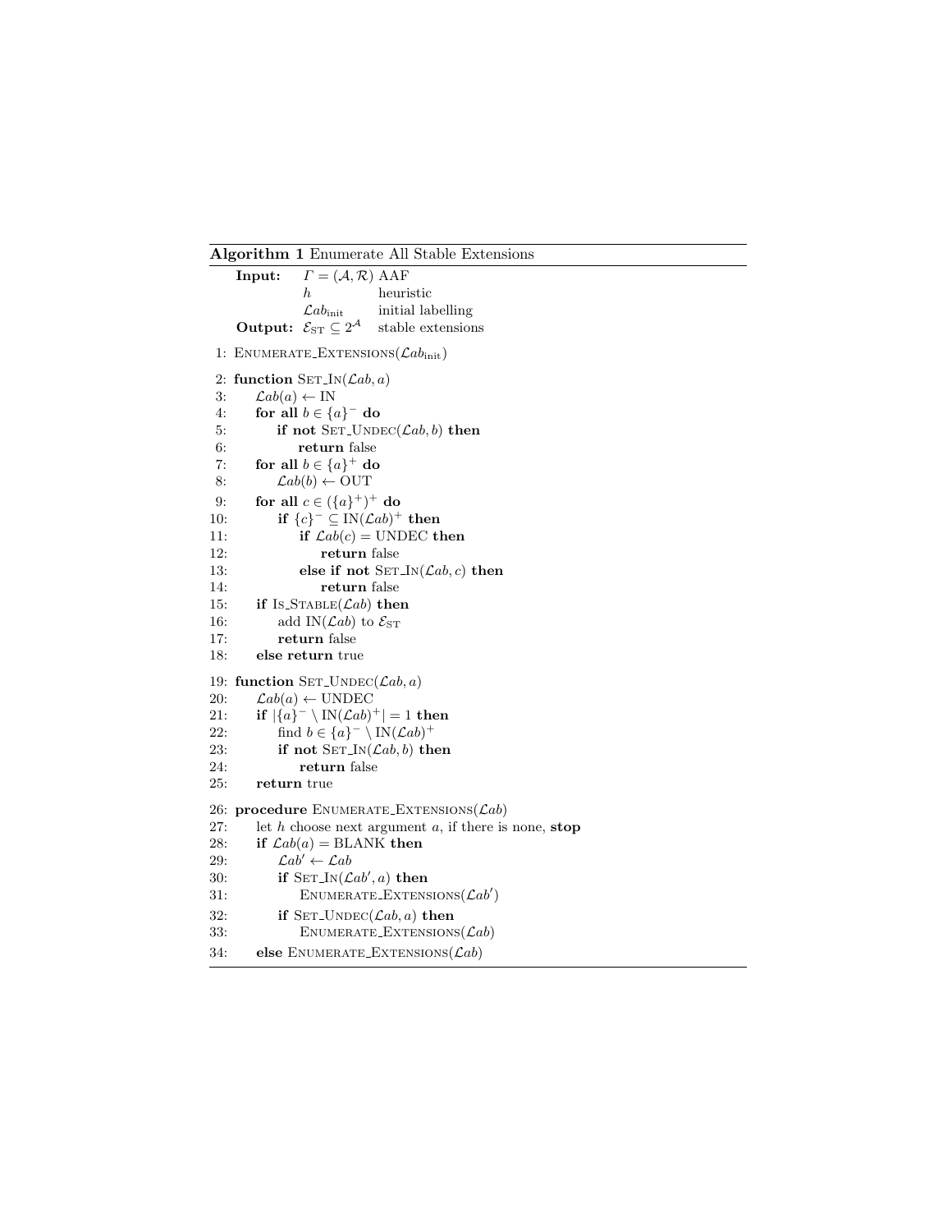**Algorithm 1** Enumerate All Stable Extensions

**Input:** $\Gamma = (\mathcal{A}, \mathcal{R})$ AAF
$h$ heuristic
$\mathcal{L}ab_{\text{init}}$ initial labelling
**Output:** $\mathcal{E}_{\text{ST}} \subseteq 2^{\mathcal{A}}$ stable extensions

```
 1: ENUMERATE_EXTENSIONS(Lab_init)

 2: function SET_IN(Lab, a)
 3:     Lab(a) ← IN
 4:     for all b ∈ {a}⁻ do
 5:         if not SET_UNDEC(Lab, b) then
 6:             return false
 7:     for all b ∈ {a}⁺ do
 8:         Lab(b) ← OUT
 9:     for all c ∈ ({a}⁺)⁺ do
10:         if {c}⁻ ⊆ IN(Lab)⁺ then
11:             if Lab(c) = UNDEC then
12:                 return false
13:             else if not SET_IN(Lab, c) then
14:                 return false
15:     if IS_STABLE(Lab) then
16:         add IN(Lab) to E_ST
17:         return false
18:     else return true

19: function SET_UNDEC(Lab, a)
20:     Lab(a) ← UNDEC
21:     if |{a}⁻ \ IN(Lab)⁺| = 1 then
22:         find b ∈ {a}⁻ \ IN(Lab)⁺
23:         if not SET_IN(Lab, b) then
24:             return false
25:     return true

26: procedure ENUMERATE_EXTENSIONS(Lab)
27:     let h choose next argument a, if there is none, stop
28:     if Lab(a) = BLANK then
29:         Lab' ← Lab
30:         if SET_IN(Lab', a) then
31:             ENUMERATE_EXTENSIONS(Lab')
32:         if SET_UNDEC(Lab, a) then
33:             ENUMERATE_EXTENSIONS(Lab)
34:     else ENUMERATE_EXTENSIONS(Lab)
```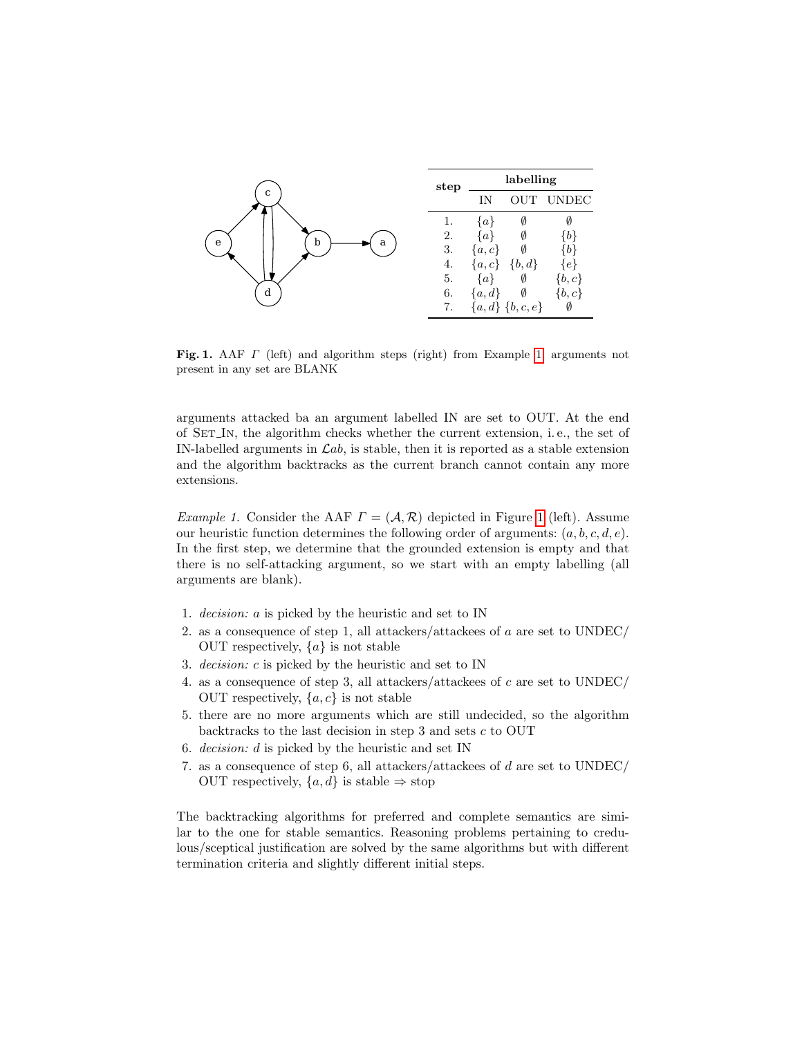| step | labelling | | |
|---|---|---|---|
| | IN | OUT | UNDEC |
| 1. | $\{a\}$ | $\emptyset$ | $\emptyset$ |
| 2. | $\{a\}$ | $\emptyset$ | $\{b\}$ |
| 3. | $\{a, c\}$ | $\emptyset$ | $\{b\}$ |
| 4. | $\{a, c\}$ | $\{b, d\}$ | $\{e\}$ |
| 5. | $\{a\}$ | $\emptyset$ | $\{b, c\}$ |
| 6. | $\{a, d\}$ | $\emptyset$ | $\{b, c\}$ |
| 7. | $\{a, d\}$ | $\{b, c, e\}$ | $\emptyset$ |

**Fig. 1.** AAF $\Gamma$ (left) and algorithm steps (right) from Example 1, arguments not present in any set are BLANK

arguments attacked ba an argument labelled IN are set to OUT. At the end of SET_IN, the algorithm checks whether the current extension, i.e., the set of IN-labelled arguments in $\mathcal{L}ab$, is stable, then it is reported as a stable extension and the algorithm backtracks as the current branch cannot contain any more extensions.

*Example 1.* Consider the AAF $\Gamma = (\mathcal{A}, \mathcal{R})$ depicted in Figure 1 (left). Assume our heuristic function determines the following order of arguments: $(a, b, c, d, e)$. In the first step, we determine that the grounded extension is empty and that there is no self-attacking argument, so we start with an empty labelling (all arguments are blank).

1. *decision:* $a$ is picked by the heuristic and set to IN
2. as a consequence of step 1, all attackers/attackees of $a$ are set to UNDEC/ OUT respectively, $\{a\}$ is not stable
3. *decision:* $c$ is picked by the heuristic and set to IN
4. as a consequence of step 3, all attackers/attackees of $c$ are set to UNDEC/ OUT respectively, $\{a, c\}$ is not stable
5. there are no more arguments which are still undecided, so the algorithm backtracks to the last decision in step 3 and sets $c$ to OUT
6. *decision:* $d$ is picked by the heuristic and set IN
7. as a consequence of step 6, all attackers/attackees of $d$ are set to UNDEC/ OUT respectively, $\{a, d\}$ is stable $\Rightarrow$ stop

The backtracking algorithms for preferred and complete semantics are similar to the one for stable semantics. Reasoning problems pertaining to credulous/sceptical justification are solved by the same algorithms but with different termination criteria and slightly different initial steps.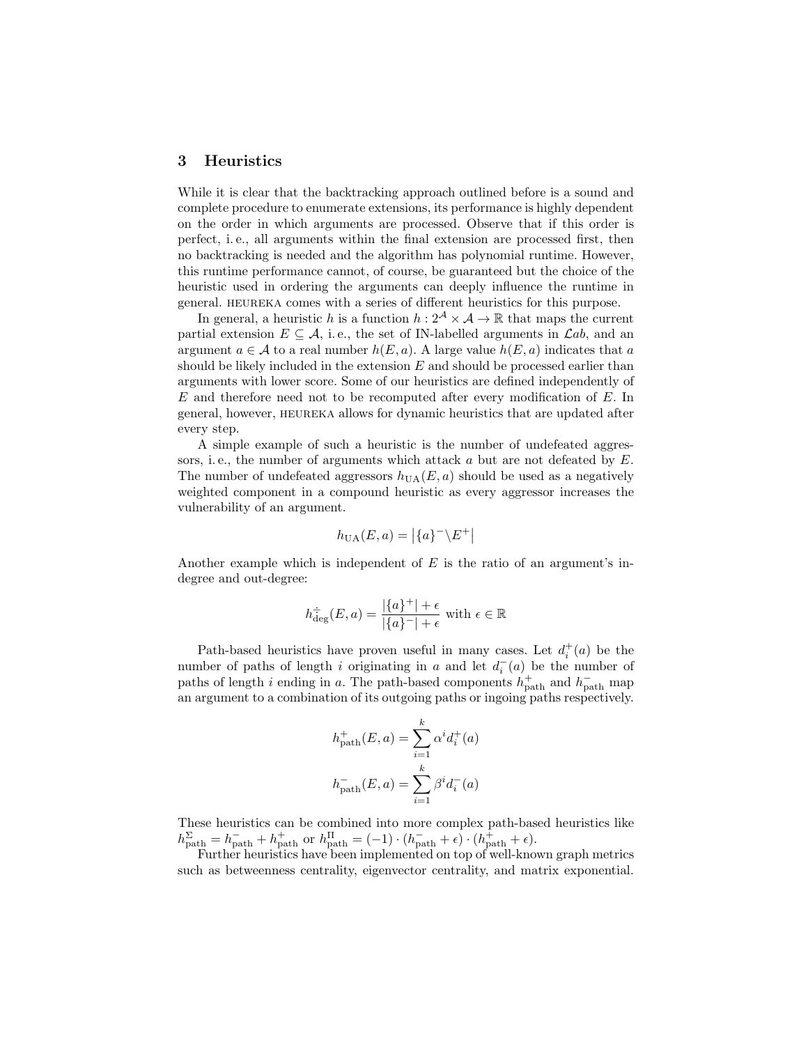## 3 Heuristics

While it is clear that the backtracking approach outlined before is a sound and complete procedure to enumerate extensions, its performance is highly dependent on the order in which arguments are processed. Observe that if this order is perfect, i. e., all arguments within the final extension are processed first, then no backtracking is needed and the algorithm has polynomial runtime. However, this runtime performance cannot, of course, be guaranteed but the choice of the heuristic used in ordering the arguments can deeply influence the runtime in general. HEUREKA comes with a series of different heuristics for this purpose.

In general, a heuristic $h$ is a function $h : 2^{\mathcal{A}} \times \mathcal{A} \rightarrow \mathbb{R}$ that maps the current partial extension $E \subseteq \mathcal{A}$, i. e., the set of IN-labelled arguments in $\mathcal{L}ab$, and an argument $a \in \mathcal{A}$ to a real number $h(E, a)$. A large value $h(E, a)$ indicates that $a$ should be likely included in the extension $E$ and should be processed earlier than arguments with lower score. Some of our heuristics are defined independently of $E$ and therefore need not to be recomputed after every modification of $E$. In general, however, HEUREKA allows for dynamic heuristics that are updated after every step.

A simple example of such a heuristic is the number of undefeated aggressors, i. e., the number of arguments which attack $a$ but are not defeated by $E$. The number of undefeated aggressors $h_{\text{UA}}(E, a)$ should be used as a negatively weighted component in a compound heuristic as every aggressor increases the vulnerability of an argument.

$$h_{\text{UA}}(E, a) = \left|\{a\}^{-} \backslash E^{+}\right|$$

Another example which is independent of $E$ is the ratio of an argument's in-degree and out-degree:

$$h_{\text{deg}}^{\div}(E, a) = \frac{|\{a\}^{+}| + \epsilon}{|\{a\}^{-}| + \epsilon} \text{ with } \epsilon \in \mathbb{R}$$

Path-based heuristics have proven useful in many cases. Let $d_i^{+}(a)$ be the number of paths of length $i$ originating in $a$ and let $d_i^{-}(a)$ be the number of paths of length $i$ ending in $a$. The path-based components $h_{\text{path}}^{+}$ and $h_{\text{path}}^{-}$ map an argument to a combination of its outgoing paths or ingoing paths respectively.

$$h_{\text{path}}^{+}(E, a) = \sum_{i=1}^{k} \alpha^{i} d_i^{+}(a)$$

$$h_{\text{path}}^{-}(E, a) = \sum_{i=1}^{k} \beta^{i} d_i^{-}(a)$$

These heuristics can be combined into more complex path-based heuristics like $h_{\text{path}}^{\Sigma} = h_{\text{path}}^{-} + h_{\text{path}}^{+}$ or $h_{\text{path}}^{\Pi} = (-1) \cdot (h_{\text{path}}^{-} + \epsilon) \cdot (h_{\text{path}}^{+} + \epsilon)$.

Further heuristics have been implemented on top of well-known graph metrics such as betweenness centrality, eigenvector centrality, and matrix exponential.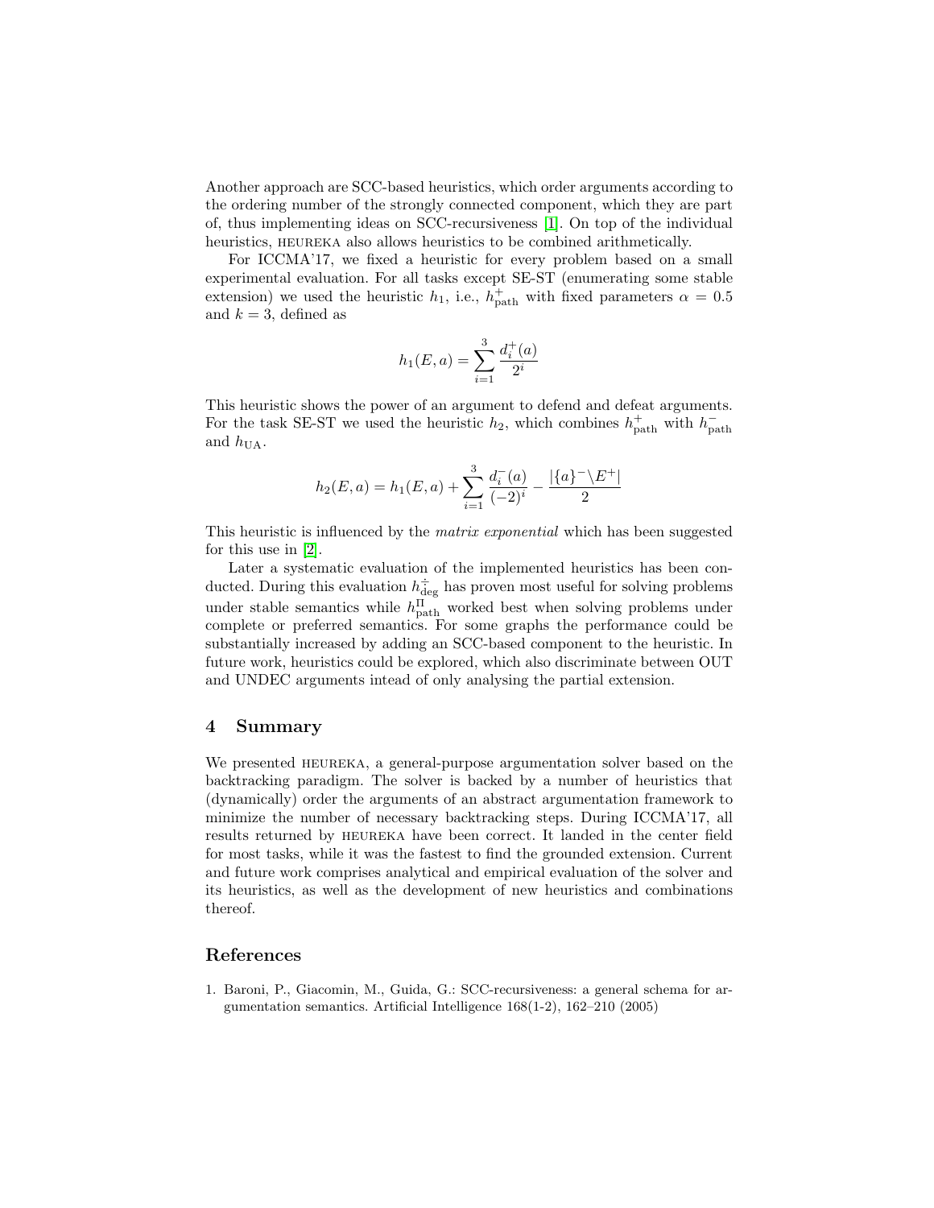Another approach are SCC-based heuristics, which order arguments according to the ordering number of the strongly connected component, which they are part of, thus implementing ideas on SCC-recursiveness [1]. On top of the individual heuristics, HEUREKA also allows heuristics to be combined arithmetically.

For ICCMA'17, we fixed a heuristic for every problem based on a small experimental evaluation. For all tasks except SE-ST (enumerating some stable extension) we used the heuristic $h_1$, i.e., $h^{+}_{\text{path}}$ with fixed parameters $\alpha = 0.5$ and $k = 3$, defined as

$$h_1(E, a) = \sum_{i=1}^{3} \frac{d_i^{+}(a)}{2^i}$$

This heuristic shows the power of an argument to defend and defeat arguments. For the task SE-ST we used the heuristic $h_2$, which combines $h^{+}_{\text{path}}$ with $h^{-}_{\text{path}}$ and $h_{\text{UA}}$.

$$h_2(E, a) = h_1(E, a) + \sum_{i=1}^{3} \frac{d_i^{-}(a)}{(-2)^i} - \frac{|\{a\}^{-} \setminus E^{+}|}{2}$$

This heuristic is influenced by the *matrix exponential* which has been suggested for this use in [2].

Later a systematic evaluation of the implemented heuristics has been conducted. During this evaluation $h^{\div}_{\text{deg}}$ has proven most useful for solving problems under stable semantics while $h^{\Pi}_{\text{path}}$ worked best when solving problems under complete or preferred semantics. For some graphs the performance could be substantially increased by adding an SCC-based component to the heuristic. In future work, heuristics could be explored, which also discriminate between OUT and UNDEC arguments intead of only analysing the partial extension.

## 4 Summary

We presented HEUREKA, a general-purpose argumentation solver based on the backtracking paradigm. The solver is backed by a number of heuristics that (dynamically) order the arguments of an abstract argumentation framework to minimize the number of necessary backtracking steps. During ICCMA'17, all results returned by HEUREKA have been correct. It landed in the center field for most tasks, while it was the fastest to find the grounded extension. Current and future work comprises analytical and empirical evaluation of the solver and its heuristics, as well as the development of new heuristics and combinations thereof.

## References

1. Baroni, P., Giacomin, M., Guida, G.: SCC-recursiveness: a general schema for argumentation semantics. Artificial Intelligence 168(1-2), 162–210 (2005)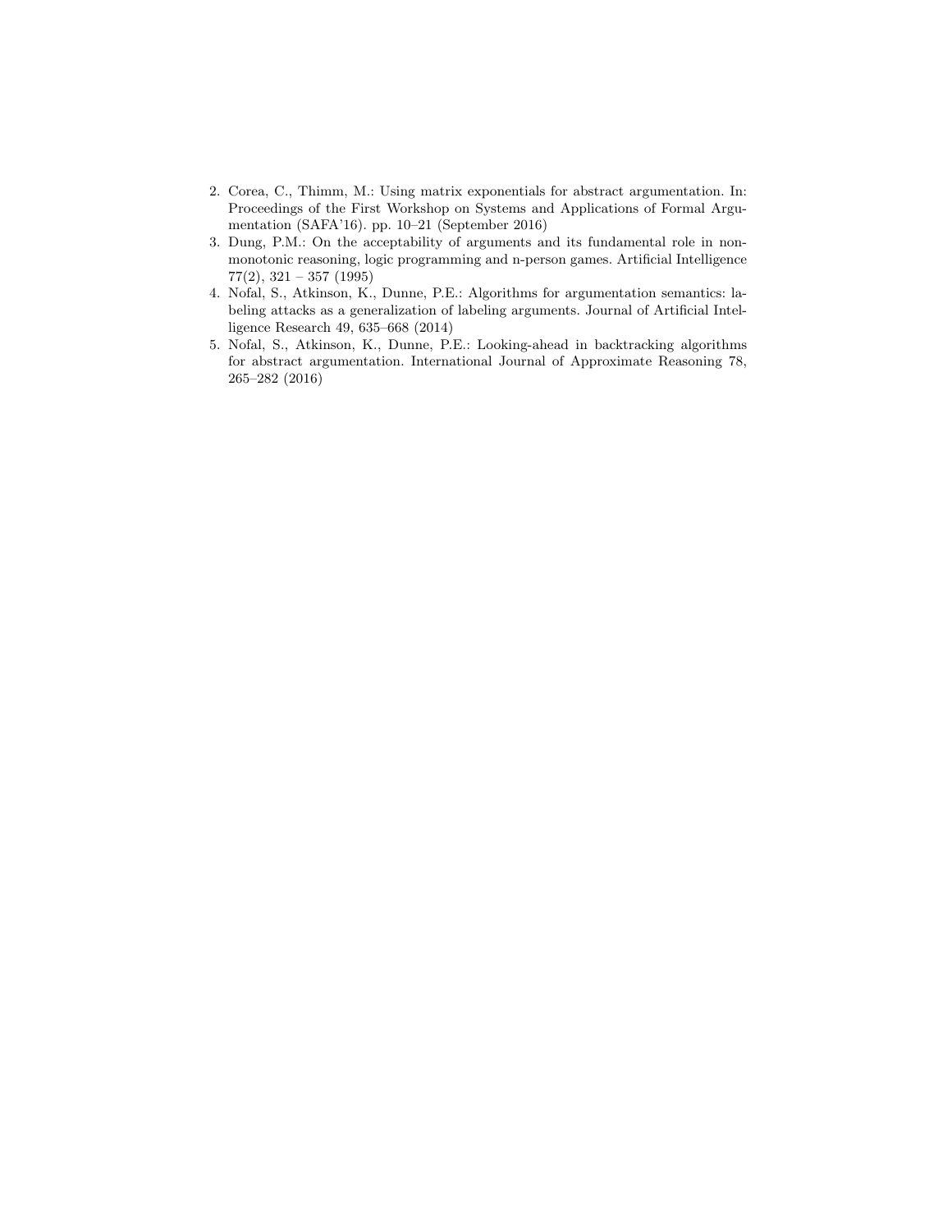2. Corea, C., Thimm, M.: Using matrix exponentials for abstract argumentation. In: Proceedings of the First Workshop on Systems and Applications of Formal Argumentation (SAFA'16). pp. 10–21 (September 2016)
3. Dung, P.M.: On the acceptability of arguments and its fundamental role in nonmonotonic reasoning, logic programming and n-person games. Artificial Intelligence 77(2), 321 – 357 (1995)
4. Nofal, S., Atkinson, K., Dunne, P.E.: Algorithms for argumentation semantics: labeling attacks as a generalization of labeling arguments. Journal of Artificial Intelligence Research 49, 635–668 (2014)
5. Nofal, S., Atkinson, K., Dunne, P.E.: Looking-ahead in backtracking algorithms for abstract argumentation. International Journal of Approximate Reasoning 78, 265–282 (2016)